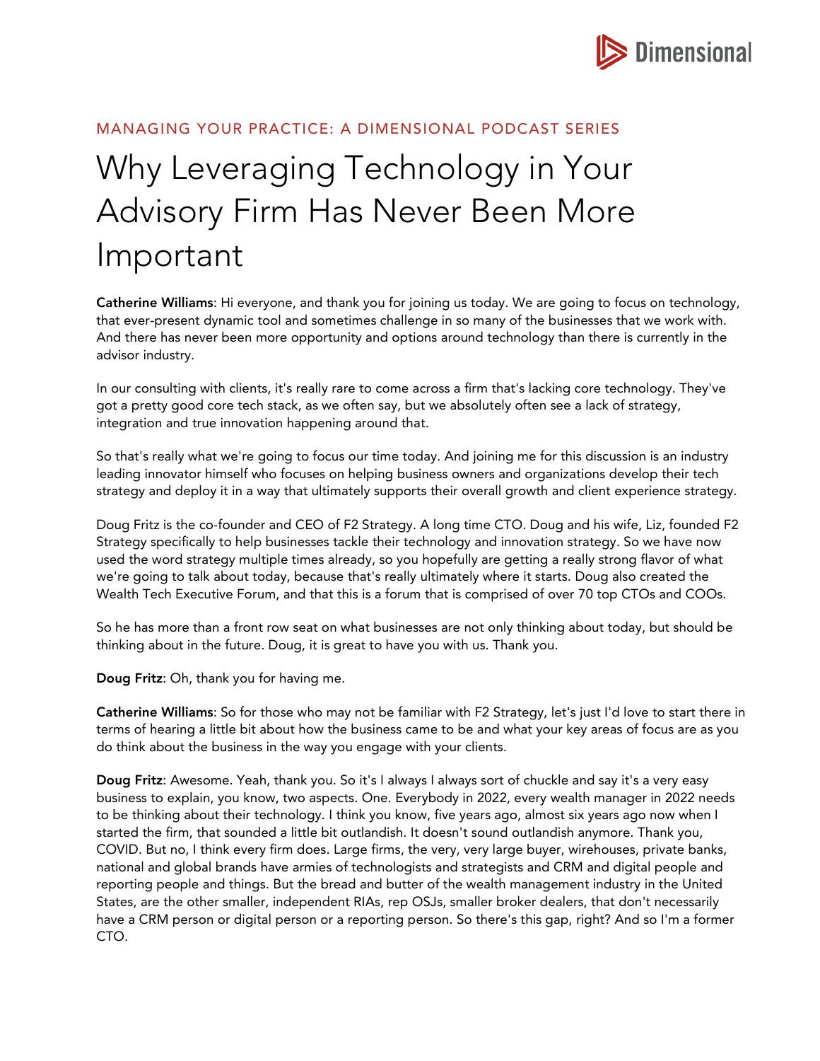MANAGING YOUR PRACTICE: A DIMENSIONAL PODCAST SERIES

# Why Leveraging Technology in Your Advisory Firm Has Never Been More Important

**Catherine Williams**: Hi everyone, and thank you for joining us today. We are going to focus on technology, that ever-present dynamic tool and sometimes challenge in so many of the businesses that we work with. And there has never been more opportunity and options around technology than there is currently in the advisor industry.

In our consulting with clients, it's really rare to come across a firm that's lacking core technology. They've got a pretty good core tech stack, as we often say, but we absolutely often see a lack of strategy, integration and true innovation happening around that.

So that's really what we're going to focus our time today. And joining me for this discussion is an industry leading innovator himself who focuses on helping business owners and organizations develop their tech strategy and deploy it in a way that ultimately supports their overall growth and client experience strategy.

Doug Fritz is the co-founder and CEO of F2 Strategy. A long time CTO. Doug and his wife, Liz, founded F2 Strategy specifically to help businesses tackle their technology and innovation strategy. So we have now used the word strategy multiple times already, so you hopefully are getting a really strong flavor of what we're going to talk about today, because that's really ultimately where it starts. Doug also created the Wealth Tech Executive Forum, and that this is a forum that is comprised of over 70 top CTOs and COOs.

So he has more than a front row seat on what businesses are not only thinking about today, but should be thinking about in the future. Doug, it is great to have you with us. Thank you.

**Doug Fritz**: Oh, thank you for having me.

**Catherine Williams**: So for those who may not be familiar with F2 Strategy, let's just I'd love to start there in terms of hearing a little bit about how the business came to be and what your key areas of focus are as you do think about the business in the way you engage with your clients.

**Doug Fritz**: Awesome. Yeah, thank you. So it's I always I always sort of chuckle and say it's a very easy business to explain, you know, two aspects. One. Everybody in 2022, every wealth manager in 2022 needs to be thinking about their technology. I think you know, five years ago, almost six years ago now when I started the firm, that sounded a little bit outlandish. It doesn't sound outlandish anymore. Thank you, COVID. But no, I think every firm does. Large firms, the very, very large buyer, wirehouses, private banks, national and global brands have armies of technologists and strategists and CRM and digital people and reporting people and things. But the bread and butter of the wealth management industry in the United States, are the other smaller, independent RIAs, rep OSJs, smaller broker dealers, that don't necessarily have a CRM person or digital person or a reporting person. So there's this gap, right? And so I'm a former CTO.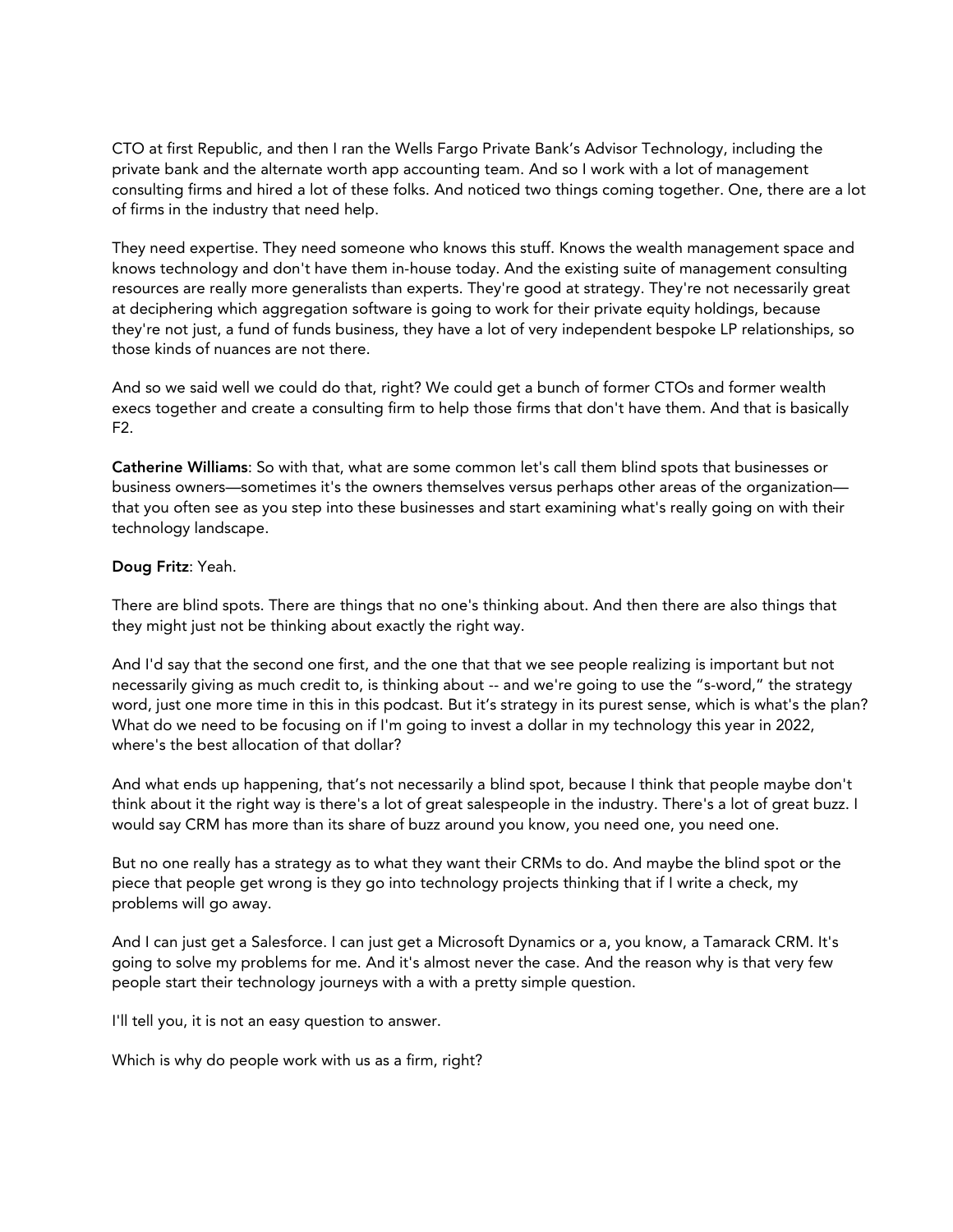CTO at first Republic, and then I ran the Wells Fargo Private Bank's Advisor Technology, including the private bank and the alternate worth app accounting team. And so I work with a lot of management consulting firms and hired a lot of these folks. And noticed two things coming together. One, there are a lot of firms in the industry that need help.

They need expertise. They need someone who knows this stuff. Knows the wealth management space and knows technology and don't have them in-house today. And the existing suite of management consulting resources are really more generalists than experts. They're good at strategy. They're not necessarily great at deciphering which aggregation software is going to work for their private equity holdings, because they're not just, a fund of funds business, they have a lot of very independent bespoke LP relationships, so those kinds of nuances are not there.

And so we said well we could do that, right? We could get a bunch of former CTOs and former wealth execs together and create a consulting firm to help those firms that don't have them. And that is basically F2.

**Catherine Williams**: So with that, what are some common let's call them blind spots that businesses or business owners—sometimes it's the owners themselves versus perhaps other areas of the organization—that you often see as you step into these businesses and start examining what's really going on with their technology landscape.

**Doug Fritz**: Yeah.

There are blind spots. There are things that no one's thinking about. And then there are also things that they might just not be thinking about exactly the right way.

And I'd say that the second one first, and the one that that we see people realizing is important but not necessarily giving as much credit to, is thinking about -- and we're going to use the "s-word," the strategy word, just one more time in this in this podcast. But it's strategy in its purest sense, which is what's the plan? What do we need to be focusing on if I'm going to invest a dollar in my technology this year in 2022, where's the best allocation of that dollar?

And what ends up happening, that's not necessarily a blind spot, because I think that people maybe don't think about it the right way is there's a lot of great salespeople in the industry. There's a lot of great buzz. I would say CRM has more than its share of buzz around you know, you need one, you need one.

But no one really has a strategy as to what they want their CRMs to do. And maybe the blind spot or the piece that people get wrong is they go into technology projects thinking that if I write a check, my problems will go away.

And I can just get a Salesforce. I can just get a Microsoft Dynamics or a, you know, a Tamarack CRM. It's going to solve my problems for me. And it's almost never the case. And the reason why is that very few people start their technology journeys with a with a pretty simple question.

I'll tell you, it is not an easy question to answer.

Which is why do people work with us as a firm, right?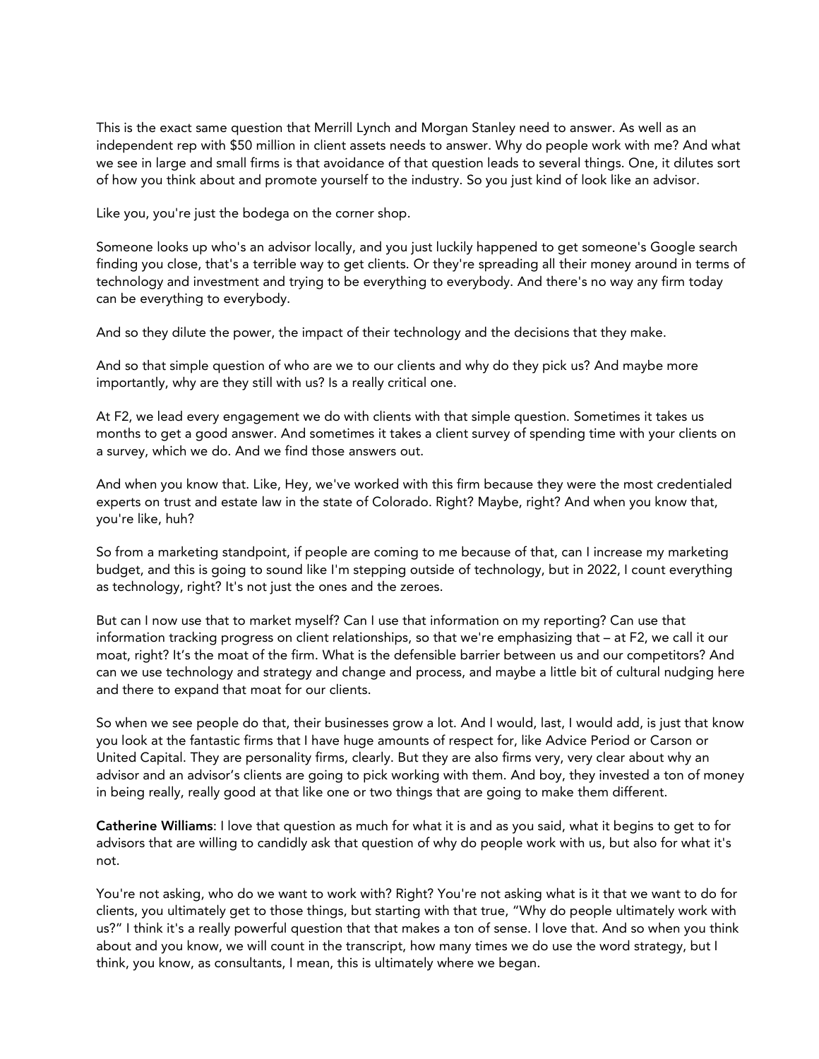This is the exact same question that Merrill Lynch and Morgan Stanley need to answer. As well as an independent rep with $50 million in client assets needs to answer. Why do people work with me? And what we see in large and small firms is that avoidance of that question leads to several things. One, it dilutes sort of how you think about and promote yourself to the industry. So you just kind of look like an advisor.

Like you, you're just the bodega on the corner shop.

Someone looks up who's an advisor locally, and you just luckily happened to get someone's Google search finding you close, that's a terrible way to get clients. Or they're spreading all their money around in terms of technology and investment and trying to be everything to everybody. And there's no way any firm today can be everything to everybody.

And so they dilute the power, the impact of their technology and the decisions that they make.

And so that simple question of who are we to our clients and why do they pick us? And maybe more importantly, why are they still with us? Is a really critical one.

At F2, we lead every engagement we do with clients with that simple question. Sometimes it takes us months to get a good answer. And sometimes it takes a client survey of spending time with your clients on a survey, which we do. And we find those answers out.

And when you know that. Like, Hey, we've worked with this firm because they were the most credentialed experts on trust and estate law in the state of Colorado. Right? Maybe, right? And when you know that, you're like, huh?

So from a marketing standpoint, if people are coming to me because of that, can I increase my marketing budget, and this is going to sound like I'm stepping outside of technology, but in 2022, I count everything as technology, right? It's not just the ones and the zeroes.

But can I now use that to market myself? Can I use that information on my reporting? Can use that information tracking progress on client relationships, so that we're emphasizing that – at F2, we call it our moat, right? It's the moat of the firm. What is the defensible barrier between us and our competitors? And can we use technology and strategy and change and process, and maybe a little bit of cultural nudging here and there to expand that moat for our clients.

So when we see people do that, their businesses grow a lot. And I would, last, I would add, is just that know you look at the fantastic firms that I have huge amounts of respect for, like Advice Period or Carson or United Capital. They are personality firms, clearly. But they are also firms very, very clear about why an advisor and an advisor's clients are going to pick working with them. And boy, they invested a ton of money in being really, really good at that like one or two things that are going to make them different.

**Catherine Williams**: I love that question as much for what it is and as you said, what it begins to get to for advisors that are willing to candidly ask that question of why do people work with us, but also for what it's not.

You're not asking, who do we want to work with? Right? You're not asking what is it that we want to do for clients, you ultimately get to those things, but starting with that true, "Why do people ultimately work with us?" I think it's a really powerful question that that makes a ton of sense. I love that. And so when you think about and you know, we will count in the transcript, how many times we do use the word strategy, but I think, you know, as consultants, I mean, this is ultimately where we began.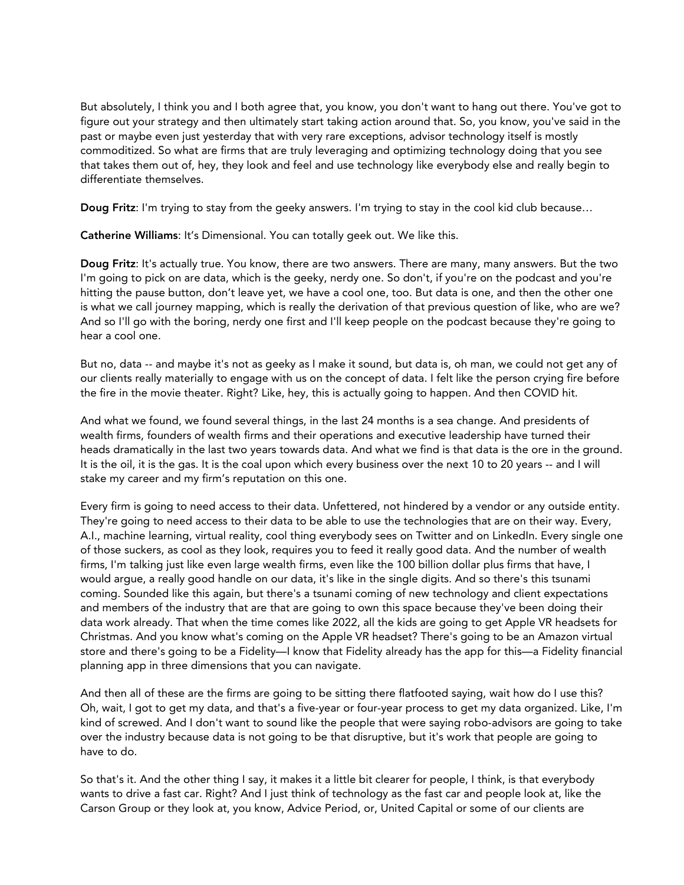But absolutely, I think you and I both agree that, you know, you don't want to hang out there. You've got to figure out your strategy and then ultimately start taking action around that. So, you know, you've said in the past or maybe even just yesterday that with very rare exceptions, advisor technology itself is mostly commoditized. So what are firms that are truly leveraging and optimizing technology doing that you see that takes them out of, hey, they look and feel and use technology like everybody else and really begin to differentiate themselves.

**Doug Fritz**: I'm trying to stay from the geeky answers. I'm trying to stay in the cool kid club because…

**Catherine Williams**: It's Dimensional. You can totally geek out. We like this.

**Doug Fritz**: It's actually true. You know, there are two answers. There are many, many answers. But the two I'm going to pick on are data, which is the geeky, nerdy one. So don't, if you're on the podcast and you're hitting the pause button, don't leave yet, we have a cool one, too. But data is one, and then the other one is what we call journey mapping, which is really the derivation of that previous question of like, who are we? And so I'll go with the boring, nerdy one first and I'll keep people on the podcast because they're going to hear a cool one.

But no, data -- and maybe it's not as geeky as I make it sound, but data is, oh man, we could not get any of our clients really materially to engage with us on the concept of data. I felt like the person crying fire before the fire in the movie theater. Right? Like, hey, this is actually going to happen. And then COVID hit.

And what we found, we found several things, in the last 24 months is a sea change. And presidents of wealth firms, founders of wealth firms and their operations and executive leadership have turned their heads dramatically in the last two years towards data. And what we find is that data is the ore in the ground. It is the oil, it is the gas. It is the coal upon which every business over the next 10 to 20 years -- and I will stake my career and my firm's reputation on this one.

Every firm is going to need access to their data. Unfettered, not hindered by a vendor or any outside entity. They're going to need access to their data to be able to use the technologies that are on their way. Every, A.I., machine learning, virtual reality, cool thing everybody sees on Twitter and on LinkedIn. Every single one of those suckers, as cool as they look, requires you to feed it really good data. And the number of wealth firms, I'm talking just like even large wealth firms, even like the 100 billion dollar plus firms that have, I would argue, a really good handle on our data, it's like in the single digits. And so there's this tsunami coming. Sounded like this again, but there's a tsunami coming of new technology and client expectations and members of the industry that are that are going to own this space because they've been doing their data work already. That when the time comes like 2022, all the kids are going to get Apple VR headsets for Christmas. And you know what's coming on the Apple VR headset? There's going to be an Amazon virtual store and there's going to be a Fidelity—I know that Fidelity already has the app for this—a Fidelity financial planning app in three dimensions that you can navigate.

And then all of these are the firms are going to be sitting there flatfooted saying, wait how do I use this? Oh, wait, I got to get my data, and that's a five-year or four-year process to get my data organized. Like, I'm kind of screwed. And I don't want to sound like the people that were saying robo-advisors are going to take over the industry because data is not going to be that disruptive, but it's work that people are going to have to do.

So that's it. And the other thing I say, it makes it a little bit clearer for people, I think, is that everybody wants to drive a fast car. Right? And I just think of technology as the fast car and people look at, like the Carson Group or they look at, you know, Advice Period, or, United Capital or some of our clients are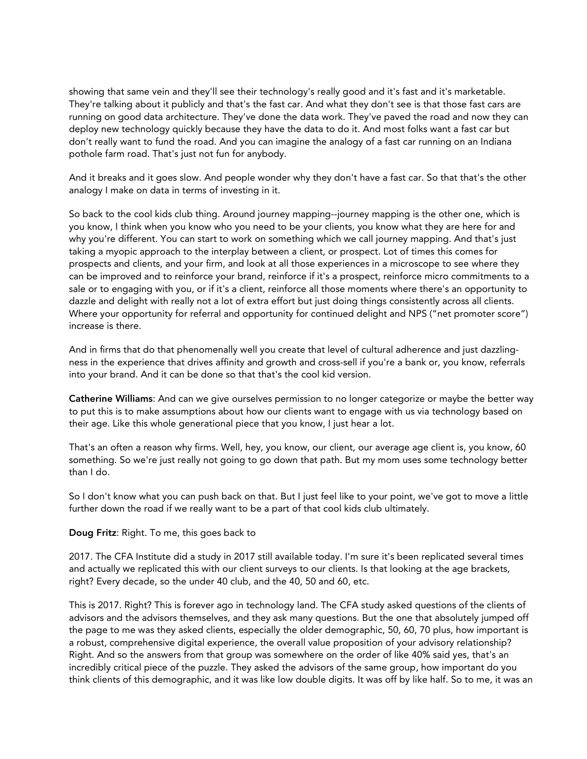showing that same vein and they'll see their technology's really good and it's fast and it's marketable. They're talking about it publicly and that's the fast car. And what they don't see is that those fast cars are running on good data architecture. They've done the data work. They've paved the road and now they can deploy new technology quickly because they have the data to do it. And most folks want a fast car but don't really want to fund the road. And you can imagine the analogy of a fast car running on an Indiana pothole farm road. That's just not fun for anybody.

And it breaks and it goes slow. And people wonder why they don't have a fast car. So that that's the other analogy I make on data in terms of investing in it.

So back to the cool kids club thing. Around journey mapping--journey mapping is the other one, which is you know, I think when you know who you need to be your clients, you know what they are here for and why you're different. You can start to work on something which we call journey mapping. And that's just taking a myopic approach to the interplay between a client, or prospect. Lot of times this comes for prospects and clients, and your firm, and look at all those experiences in a microscope to see where they can be improved and to reinforce your brand, reinforce if it's a prospect, reinforce micro commitments to a sale or to engaging with you, or if it's a client, reinforce all those moments where there's an opportunity to dazzle and delight with really not a lot of extra effort but just doing things consistently across all clients. Where your opportunity for referral and opportunity for continued delight and NPS ("net promoter score") increase is there.

And in firms that do that phenomenally well you create that level of cultural adherence and just dazzling-ness in the experience that drives affinity and growth and cross-sell if you're a bank or, you know, referrals into your brand. And it can be done so that that's the cool kid version.

**Catherine Williams**: And can we give ourselves permission to no longer categorize or maybe the better way to put this is to make assumptions about how our clients want to engage with us via technology based on their age. Like this whole generational piece that you know, I just hear a lot.

That's an often a reason why firms. Well, hey, you know, our client, our average age client is, you know, 60 something. So we're just really not going to go down that path. But my mom uses some technology better than I do.

So I don't know what you can push back on that. But I just feel like to your point, we've got to move a little further down the road if we really want to be a part of that cool kids club ultimately.

**Doug Fritz**: Right. To me, this goes back to

2017. The CFA Institute did a study in 2017 still available today. I'm sure it's been replicated several times and actually we replicated this with our client surveys to our clients. Is that looking at the age brackets, right? Every decade, so the under 40 club, and the 40, 50 and 60, etc.

This is 2017. Right? This is forever ago in technology land. The CFA study asked questions of the clients of advisors and the advisors themselves, and they ask many questions. But the one that absolutely jumped off the page to me was they asked clients, especially the older demographic, 50, 60, 70 plus, how important is a robust, comprehensive digital experience, the overall value proposition of your advisory relationship? Right. And so the answers from that group was somewhere on the order of like 40% said yes, that's an incredibly critical piece of the puzzle. They asked the advisors of the same group, how important do you think clients of this demographic, and it was like low double digits. It was off by like half. So to me, it was an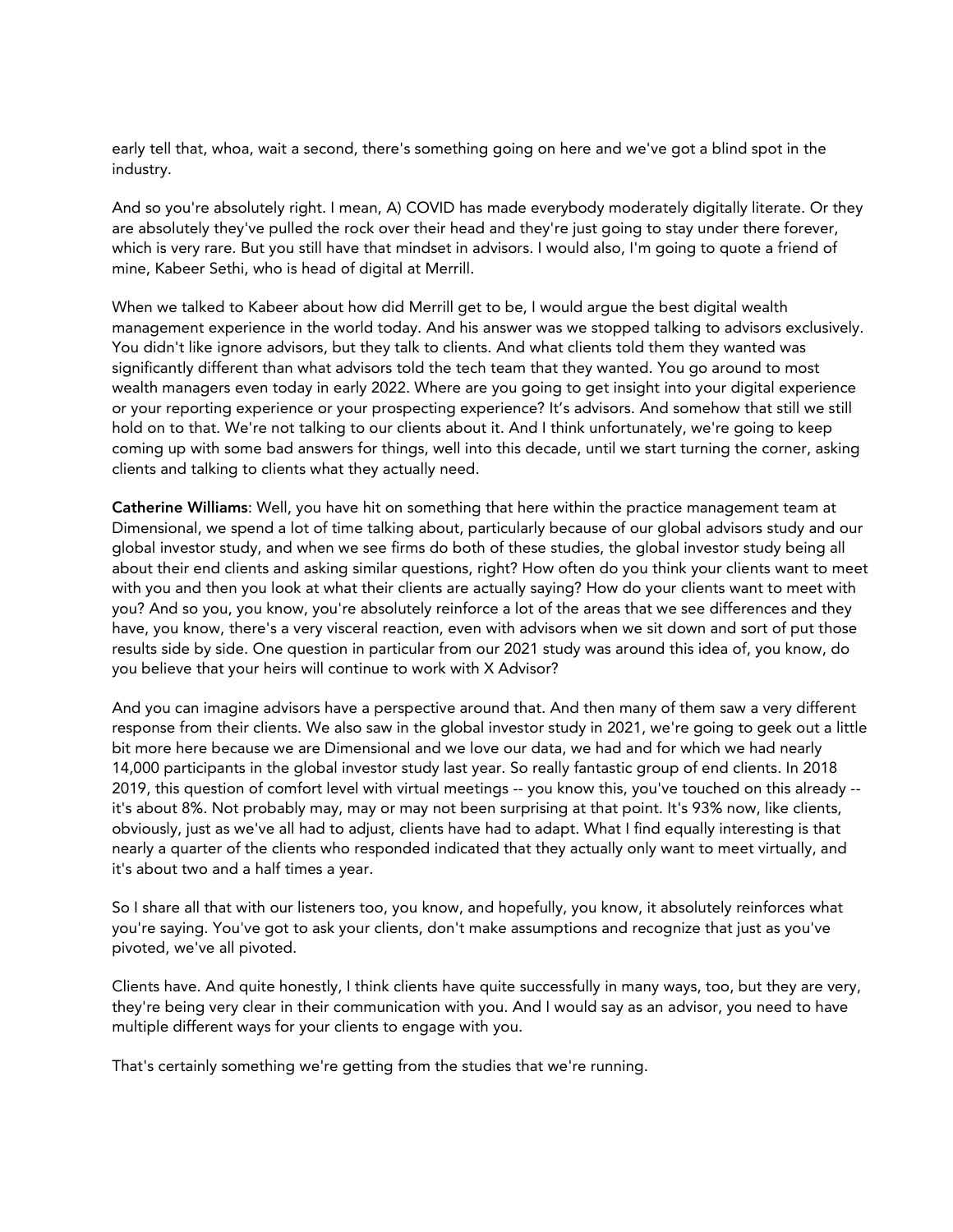early tell that, whoa, wait a second, there's something going on here and we've got a blind spot in the industry.

And so you're absolutely right. I mean, A) COVID has made everybody moderately digitally literate. Or they are absolutely they've pulled the rock over their head and they're just going to stay under there forever, which is very rare. But you still have that mindset in advisors. I would also, I'm going to quote a friend of mine, Kabeer Sethi, who is head of digital at Merrill.

When we talked to Kabeer about how did Merrill get to be, I would argue the best digital wealth management experience in the world today. And his answer was we stopped talking to advisors exclusively. You didn't like ignore advisors, but they talk to clients. And what clients told them they wanted was significantly different than what advisors told the tech team that they wanted. You go around to most wealth managers even today in early 2022. Where are you going to get insight into your digital experience or your reporting experience or your prospecting experience? It's advisors. And somehow that still we still hold on to that. We're not talking to our clients about it. And I think unfortunately, we're going to keep coming up with some bad answers for things, well into this decade, until we start turning the corner, asking clients and talking to clients what they actually need.

**Catherine Williams**: Well, you have hit on something that here within the practice management team at Dimensional, we spend a lot of time talking about, particularly because of our global advisors study and our global investor study, and when we see firms do both of these studies, the global investor study being all about their end clients and asking similar questions, right? How often do you think your clients want to meet with you and then you look at what their clients are actually saying? How do your clients want to meet with you? And so you, you know, you're absolutely reinforce a lot of the areas that we see differences and they have, you know, there's a very visceral reaction, even with advisors when we sit down and sort of put those results side by side. One question in particular from our 2021 study was around this idea of, you know, do you believe that your heirs will continue to work with X Advisor?

And you can imagine advisors have a perspective around that. And then many of them saw a very different response from their clients. We also saw in the global investor study in 2021, we're going to geek out a little bit more here because we are Dimensional and we love our data, we had and for which we had nearly 14,000 participants in the global investor study last year. So really fantastic group of end clients. In 2018 2019, this question of comfort level with virtual meetings -- you know this, you've touched on this already -- it's about 8%. Not probably may, may or may not been surprising at that point. It's 93% now, like clients, obviously, just as we've all had to adjust, clients have had to adapt. What I find equally interesting is that nearly a quarter of the clients who responded indicated that they actually only want to meet virtually, and it's about two and a half times a year.

So I share all that with our listeners too, you know, and hopefully, you know, it absolutely reinforces what you're saying. You've got to ask your clients, don't make assumptions and recognize that just as you've pivoted, we've all pivoted.

Clients have. And quite honestly, I think clients have quite successfully in many ways, too, but they are very, they're being very clear in their communication with you. And I would say as an advisor, you need to have multiple different ways for your clients to engage with you.

That's certainly something we're getting from the studies that we're running.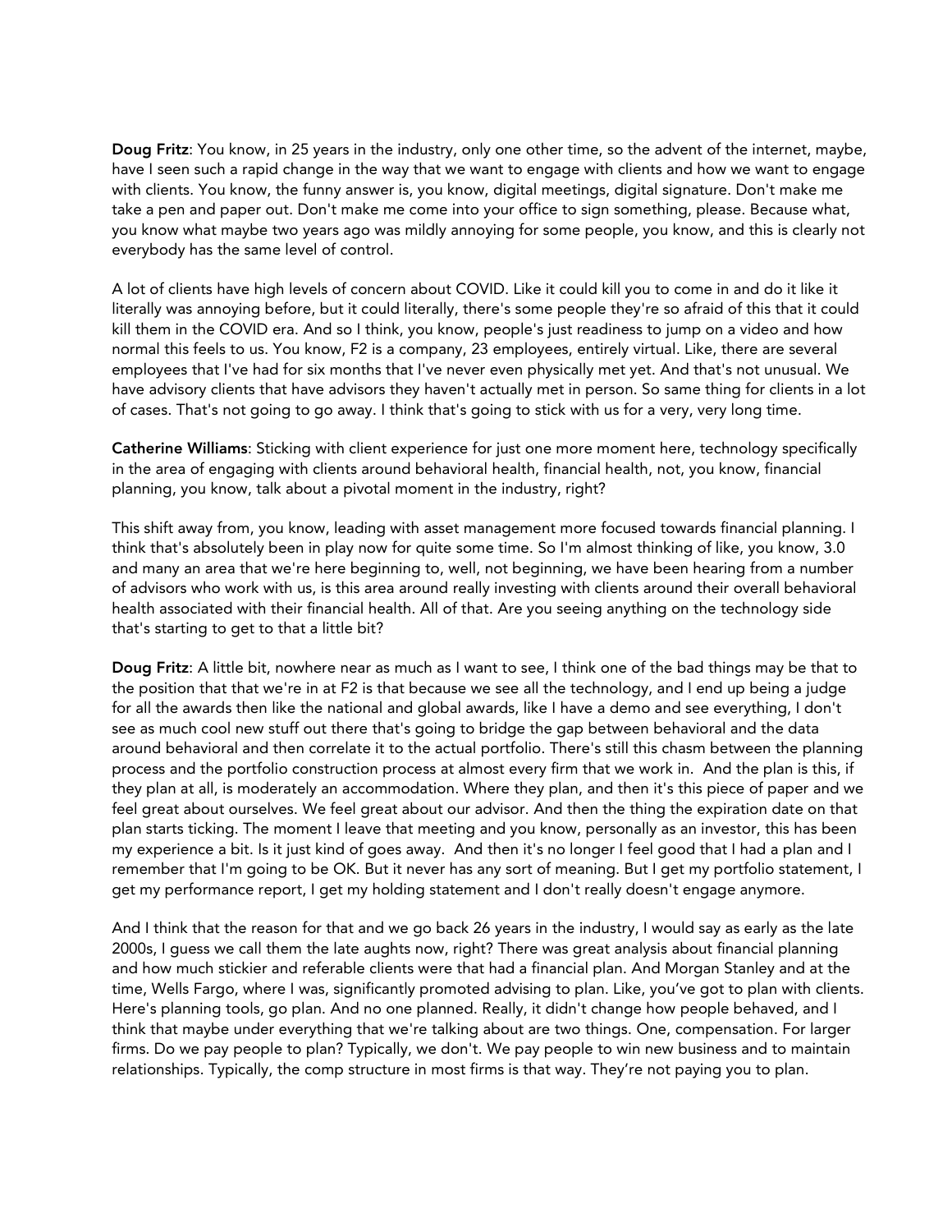**Doug Fritz**: You know, in 25 years in the industry, only one other time, so the advent of the internet, maybe, have I seen such a rapid change in the way that we want to engage with clients and how we want to engage with clients. You know, the funny answer is, you know, digital meetings, digital signature. Don't make me take a pen and paper out. Don't make me come into your office to sign something, please. Because what, you know what maybe two years ago was mildly annoying for some people, you know, and this is clearly not everybody has the same level of control.

A lot of clients have high levels of concern about COVID. Like it could kill you to come in and do it like it literally was annoying before, but it could literally, there's some people they're so afraid of this that it could kill them in the COVID era. And so I think, you know, people's just readiness to jump on a video and how normal this feels to us. You know, F2 is a company, 23 employees, entirely virtual. Like, there are several employees that I've had for six months that I've never even physically met yet. And that's not unusual. We have advisory clients that have advisors they haven't actually met in person. So same thing for clients in a lot of cases. That's not going to go away. I think that's going to stick with us for a very, very long time.

**Catherine Williams**: Sticking with client experience for just one more moment here, technology specifically in the area of engaging with clients around behavioral health, financial health, not, you know, financial planning, you know, talk about a pivotal moment in the industry, right?

This shift away from, you know, leading with asset management more focused towards financial planning. I think that's absolutely been in play now for quite some time. So I'm almost thinking of like, you know, 3.0 and many an area that we're here beginning to, well, not beginning, we have been hearing from a number of advisors who work with us, is this area around really investing with clients around their overall behavioral health associated with their financial health. All of that. Are you seeing anything on the technology side that's starting to get to that a little bit?

**Doug Fritz**: A little bit, nowhere near as much as I want to see, I think one of the bad things may be that to the position that that we're in at F2 is that because we see all the technology, and I end up being a judge for all the awards then like the national and global awards, like I have a demo and see everything, I don't see as much cool new stuff out there that's going to bridge the gap between behavioral and the data around behavioral and then correlate it to the actual portfolio. There's still this chasm between the planning process and the portfolio construction process at almost every firm that we work in. And the plan is this, if they plan at all, is moderately an accommodation. Where they plan, and then it's this piece of paper and we feel great about ourselves. We feel great about our advisor. And then the thing the expiration date on that plan starts ticking. The moment I leave that meeting and you know, personally as an investor, this has been my experience a bit. Is it just kind of goes away. And then it's no longer I feel good that I had a plan and I remember that I'm going to be OK. But it never has any sort of meaning. But I get my portfolio statement, I get my performance report, I get my holding statement and I don't really doesn't engage anymore.

And I think that the reason for that and we go back 26 years in the industry, I would say as early as the late 2000s, I guess we call them the late aughts now, right? There was great analysis about financial planning and how much stickier and referable clients were that had a financial plan. And Morgan Stanley and at the time, Wells Fargo, where I was, significantly promoted advising to plan. Like, you've got to plan with clients. Here's planning tools, go plan. And no one planned. Really, it didn't change how people behaved, and I think that maybe under everything that we're talking about are two things. One, compensation. For larger firms. Do we pay people to plan? Typically, we don't. We pay people to win new business and to maintain relationships. Typically, the comp structure in most firms is that way. They're not paying you to plan.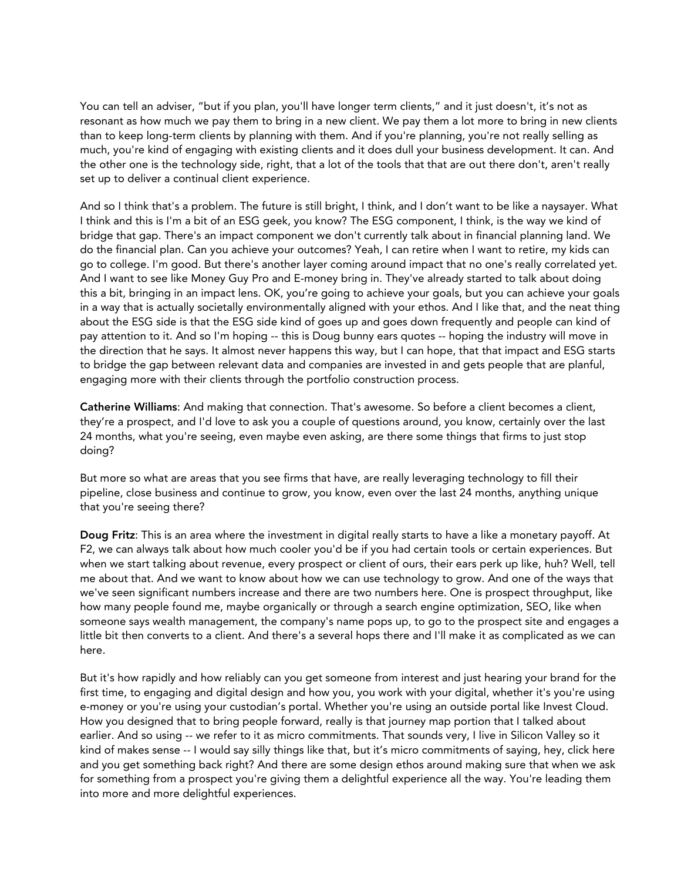You can tell an adviser, "but if you plan, you'll have longer term clients," and it just doesn't, it's not as resonant as how much we pay them to bring in a new client. We pay them a lot more to bring in new clients than to keep long-term clients by planning with them. And if you're planning, you're not really selling as much, you're kind of engaging with existing clients and it does dull your business development. It can. And the other one is the technology side, right, that a lot of the tools that that are out there don't, aren't really set up to deliver a continual client experience.

And so I think that's a problem. The future is still bright, I think, and I don't want to be like a naysayer. What I think and this is I'm a bit of an ESG geek, you know? The ESG component, I think, is the way we kind of bridge that gap. There's an impact component we don't currently talk about in financial planning land. We do the financial plan. Can you achieve your outcomes? Yeah, I can retire when I want to retire, my kids can go to college. I'm good. But there's another layer coming around impact that no one's really correlated yet. And I want to see like Money Guy Pro and E-money bring in. They've already started to talk about doing this a bit, bringing in an impact lens. OK, you're going to achieve your goals, but you can achieve your goals in a way that is actually societally environmentally aligned with your ethos. And I like that, and the neat thing about the ESG side is that the ESG side kind of goes up and goes down frequently and people can kind of pay attention to it. And so I'm hoping -- this is Doug bunny ears quotes -- hoping the industry will move in the direction that he says. It almost never happens this way, but I can hope, that that impact and ESG starts to bridge the gap between relevant data and companies are invested in and gets people that are planful, engaging more with their clients through the portfolio construction process.

**Catherine Williams**: And making that connection. That's awesome. So before a client becomes a client, they're a prospect, and I'd love to ask you a couple of questions around, you know, certainly over the last 24 months, what you're seeing, even maybe even asking, are there some things that firms to just stop doing?

But more so what are areas that you see firms that have, are really leveraging technology to fill their pipeline, close business and continue to grow, you know, even over the last 24 months, anything unique that you're seeing there?

**Doug Fritz**: This is an area where the investment in digital really starts to have a like a monetary payoff. At F2, we can always talk about how much cooler you'd be if you had certain tools or certain experiences. But when we start talking about revenue, every prospect or client of ours, their ears perk up like, huh? Well, tell me about that. And we want to know about how we can use technology to grow. And one of the ways that we've seen significant numbers increase and there are two numbers here. One is prospect throughput, like how many people found me, maybe organically or through a search engine optimization, SEO, like when someone says wealth management, the company's name pops up, to go to the prospect site and engages a little bit then converts to a client. And there's a several hops there and I'll make it as complicated as we can here.

But it's how rapidly and how reliably can you get someone from interest and just hearing your brand for the first time, to engaging and digital design and how you, you work with your digital, whether it's you're using e-money or you're using your custodian's portal. Whether you're using an outside portal like Invest Cloud. How you designed that to bring people forward, really is that journey map portion that I talked about earlier. And so using -- we refer to it as micro commitments. That sounds very, I live in Silicon Valley so it kind of makes sense -- I would say silly things like that, but it's micro commitments of saying, hey, click here and you get something back right? And there are some design ethos around making sure that when we ask for something from a prospect you're giving them a delightful experience all the way. You're leading them into more and more delightful experiences.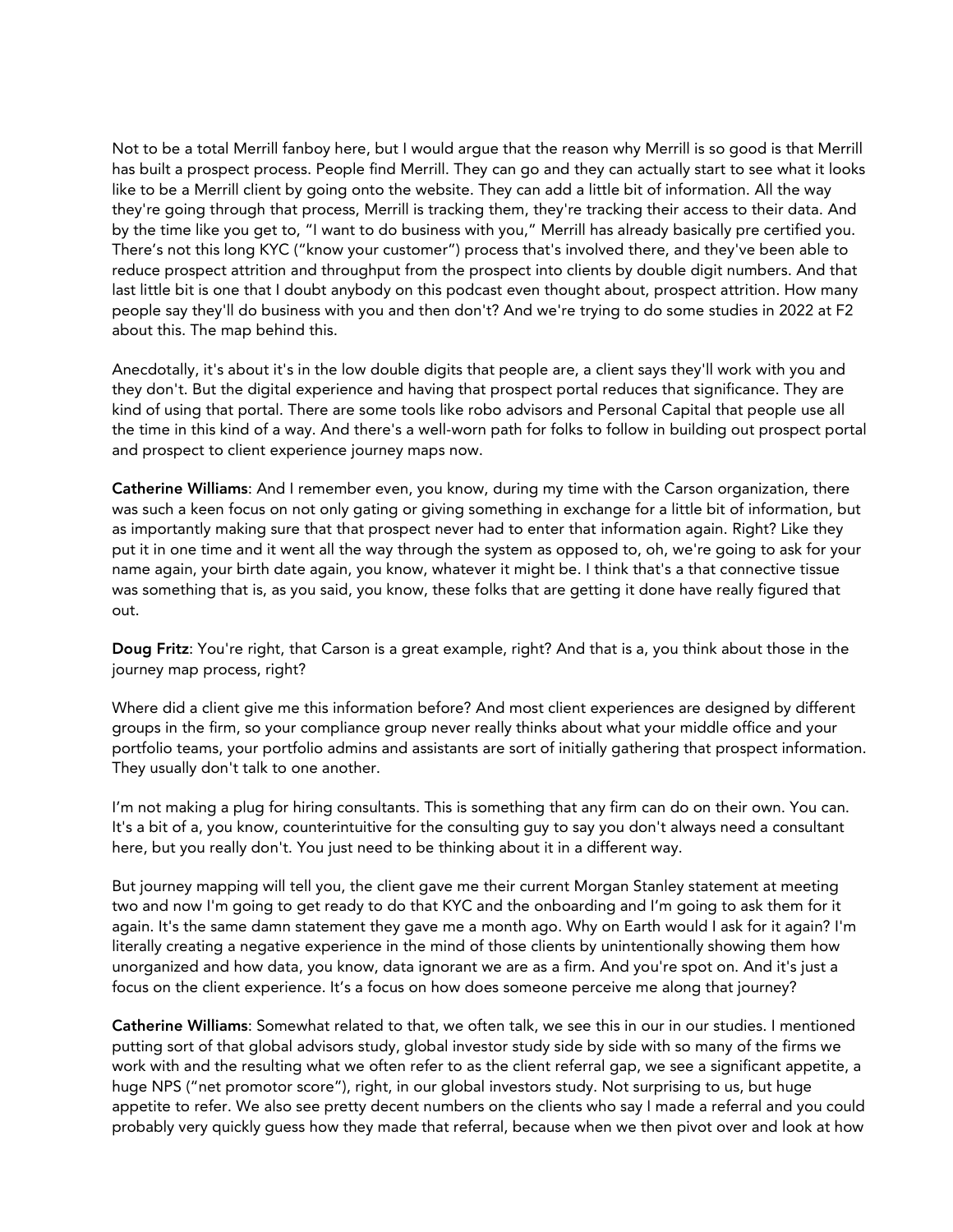Not to be a total Merrill fanboy here, but I would argue that the reason why Merrill is so good is that Merrill has built a prospect process. People find Merrill. They can go and they can actually start to see what it looks like to be a Merrill client by going onto the website. They can add a little bit of information. All the way they're going through that process, Merrill is tracking them, they're tracking their access to their data. And by the time like you get to, "I want to do business with you," Merrill has already basically pre certified you. There's not this long KYC ("know your customer") process that's involved there, and they've been able to reduce prospect attrition and throughput from the prospect into clients by double digit numbers. And that last little bit is one that I doubt anybody on this podcast even thought about, prospect attrition. How many people say they'll do business with you and then don't? And we're trying to do some studies in 2022 at F2 about this. The map behind this.

Anecdotally, it's about it's in the low double digits that people are, a client says they'll work with you and they don't. But the digital experience and having that prospect portal reduces that significance. They are kind of using that portal. There are some tools like robo advisors and Personal Capital that people use all the time in this kind of a way. And there's a well-worn path for folks to follow in building out prospect portal and prospect to client experience journey maps now.

**Catherine Williams**: And I remember even, you know, during my time with the Carson organization, there was such a keen focus on not only gating or giving something in exchange for a little bit of information, but as importantly making sure that that prospect never had to enter that information again. Right? Like they put it in one time and it went all the way through the system as opposed to, oh, we're going to ask for your name again, your birth date again, you know, whatever it might be. I think that's a that connective tissue was something that is, as you said, you know, these folks that are getting it done have really figured that out.

**Doug Fritz**: You're right, that Carson is a great example, right? And that is a, you think about those in the journey map process, right?

Where did a client give me this information before? And most client experiences are designed by different groups in the firm, so your compliance group never really thinks about what your middle office and your portfolio teams, your portfolio admins and assistants are sort of initially gathering that prospect information. They usually don't talk to one another.

I'm not making a plug for hiring consultants. This is something that any firm can do on their own. You can. It's a bit of a, you know, counterintuitive for the consulting guy to say you don't always need a consultant here, but you really don't. You just need to be thinking about it in a different way.

But journey mapping will tell you, the client gave me their current Morgan Stanley statement at meeting two and now I'm going to get ready to do that KYC and the onboarding and I'm going to ask them for it again. It's the same damn statement they gave me a month ago. Why on Earth would I ask for it again? I'm literally creating a negative experience in the mind of those clients by unintentionally showing them how unorganized and how data, you know, data ignorant we are as a firm. And you're spot on. And it's just a focus on the client experience. It's a focus on how does someone perceive me along that journey?

**Catherine Williams**: Somewhat related to that, we often talk, we see this in our in our studies. I mentioned putting sort of that global advisors study, global investor study side by side with so many of the firms we work with and the resulting what we often refer to as the client referral gap, we see a significant appetite, a huge NPS ("net promotor score"), right, in our global investors study. Not surprising to us, but huge appetite to refer. We also see pretty decent numbers on the clients who say I made a referral and you could probably very quickly guess how they made that referral, because when we then pivot over and look at how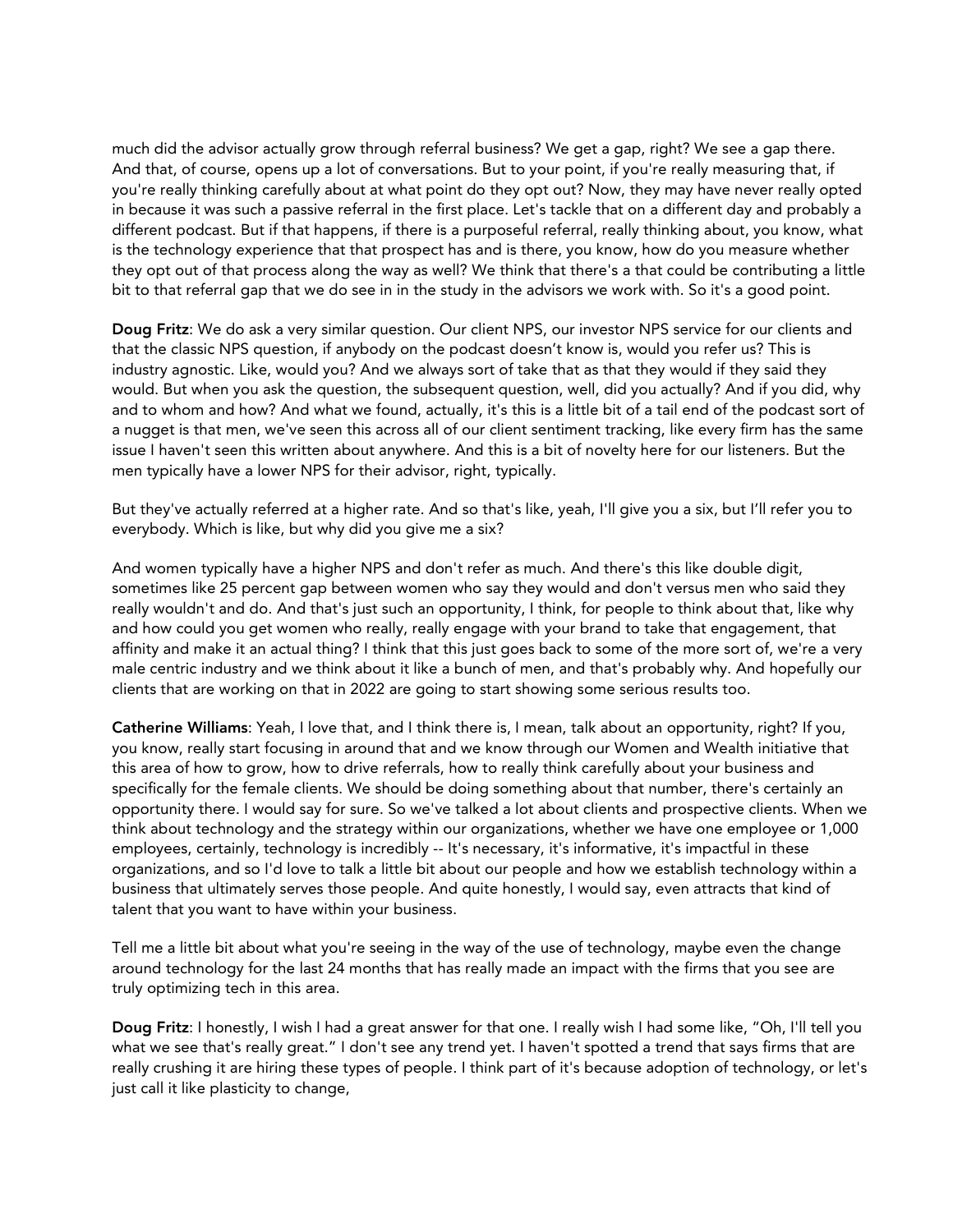much did the advisor actually grow through referral business? We get a gap, right? We see a gap there. And that, of course, opens up a lot of conversations. But to your point, if you're really measuring that, if you're really thinking carefully about at what point do they opt out? Now, they may have never really opted in because it was such a passive referral in the first place. Let's tackle that on a different day and probably a different podcast. But if that happens, if there is a purposeful referral, really thinking about, you know, what is the technology experience that that prospect has and is there, you know, how do you measure whether they opt out of that process along the way as well? We think that there's a that could be contributing a little bit to that referral gap that we do see in in the study in the advisors we work with. So it's a good point.

**Doug Fritz**: We do ask a very similar question. Our client NPS, our investor NPS service for our clients and that the classic NPS question, if anybody on the podcast doesn't know is, would you refer us? This is industry agnostic. Like, would you? And we always sort of take that as that they would if they said they would. But when you ask the question, the subsequent question, well, did you actually? And if you did, why and to whom and how? And what we found, actually, it's this is a little bit of a tail end of the podcast sort of a nugget is that men, we've seen this across all of our client sentiment tracking, like every firm has the same issue I haven't seen this written about anywhere. And this is a bit of novelty here for our listeners. But the men typically have a lower NPS for their advisor, right, typically.

But they've actually referred at a higher rate. And so that's like, yeah, I'll give you a six, but I'll refer you to everybody. Which is like, but why did you give me a six?

And women typically have a higher NPS and don't refer as much. And there's this like double digit, sometimes like 25 percent gap between women who say they would and don't versus men who said they really wouldn't and do. And that's just such an opportunity, I think, for people to think about that, like why and how could you get women who really, really engage with your brand to take that engagement, that affinity and make it an actual thing? I think that this just goes back to some of the more sort of, we're a very male centric industry and we think about it like a bunch of men, and that's probably why. And hopefully our clients that are working on that in 2022 are going to start showing some serious results too.

**Catherine Williams**: Yeah, I love that, and I think there is, I mean, talk about an opportunity, right? If you, you know, really start focusing in around that and we know through our Women and Wealth initiative that this area of how to grow, how to drive referrals, how to really think carefully about your business and specifically for the female clients. We should be doing something about that number, there's certainly an opportunity there. I would say for sure. So we've talked a lot about clients and prospective clients. When we think about technology and the strategy within our organizations, whether we have one employee or 1,000 employees, certainly, technology is incredibly -- It's necessary, it's informative, it's impactful in these organizations, and so I'd love to talk a little bit about our people and how we establish technology within a business that ultimately serves those people. And quite honestly, I would say, even attracts that kind of talent that you want to have within your business.

Tell me a little bit about what you're seeing in the way of the use of technology, maybe even the change around technology for the last 24 months that has really made an impact with the firms that you see are truly optimizing tech in this area.

**Doug Fritz**: I honestly, I wish I had a great answer for that one. I really wish I had some like, "Oh, I'll tell you what we see that's really great." I don't see any trend yet. I haven't spotted a trend that says firms that are really crushing it are hiring these types of people. I think part of it's because adoption of technology, or let's just call it like plasticity to change,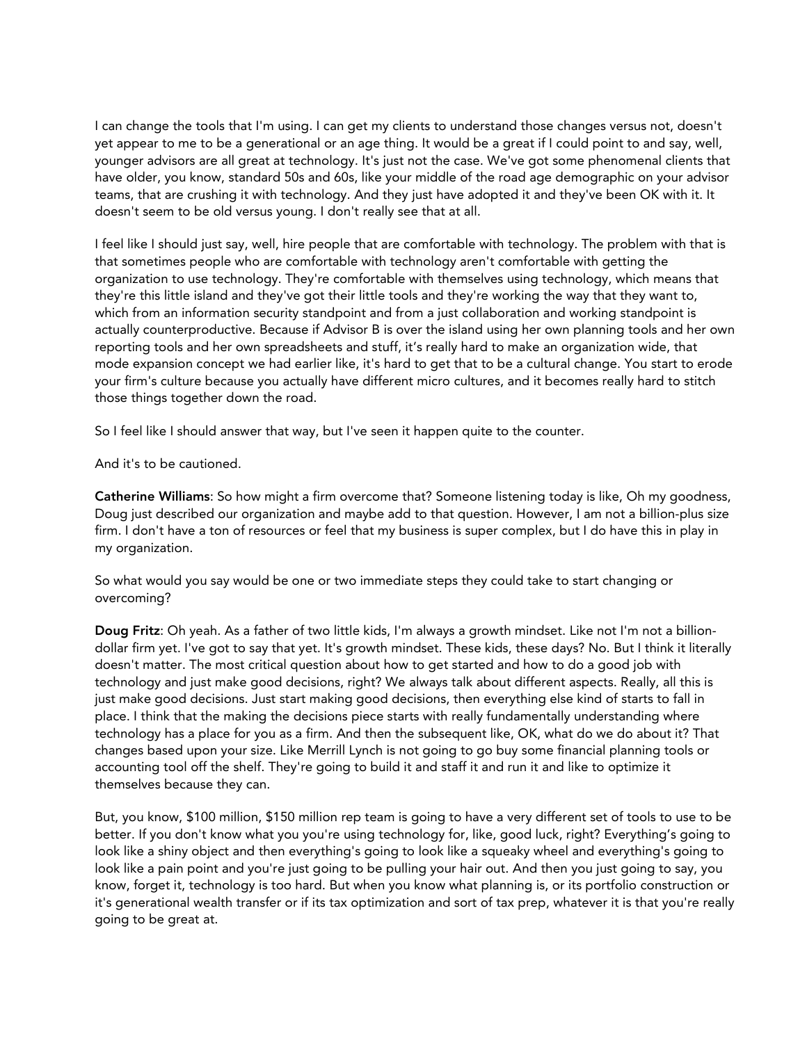I can change the tools that I'm using. I can get my clients to understand those changes versus not, doesn't yet appear to me to be a generational or an age thing. It would be a great if I could point to and say, well, younger advisors are all great at technology. It's just not the case. We've got some phenomenal clients that have older, you know, standard 50s and 60s, like your middle of the road age demographic on your advisor teams, that are crushing it with technology. And they just have adopted it and they've been OK with it. It doesn't seem to be old versus young. I don't really see that at all.

I feel like I should just say, well, hire people that are comfortable with technology. The problem with that is that sometimes people who are comfortable with technology aren't comfortable with getting the organization to use technology. They're comfortable with themselves using technology, which means that they're this little island and they've got their little tools and they're working the way that they want to, which from an information security standpoint and from a just collaboration and working standpoint is actually counterproductive. Because if Advisor B is over the island using her own planning tools and her own reporting tools and her own spreadsheets and stuff, it's really hard to make an organization wide, that mode expansion concept we had earlier like, it's hard to get that to be a cultural change. You start to erode your firm's culture because you actually have different micro cultures, and it becomes really hard to stitch those things together down the road.

So I feel like I should answer that way, but I've seen it happen quite to the counter.

And it's to be cautioned.

**Catherine Williams**: So how might a firm overcome that? Someone listening today is like, Oh my goodness, Doug just described our organization and maybe add to that question. However, I am not a billion-plus size firm. I don't have a ton of resources or feel that my business is super complex, but I do have this in play in my organization.

So what would you say would be one or two immediate steps they could take to start changing or overcoming?

**Doug Fritz**: Oh yeah. As a father of two little kids, I'm always a growth mindset. Like not I'm not a billion-dollar firm yet. I've got to say that yet. It's growth mindset. These kids, these days? No. But I think it literally doesn't matter. The most critical question about how to get started and how to do a good job with technology and just make good decisions, right? We always talk about different aspects. Really, all this is just make good decisions. Just start making good decisions, then everything else kind of starts to fall in place. I think that the making the decisions piece starts with really fundamentally understanding where technology has a place for you as a firm. And then the subsequent like, OK, what do we do about it? That changes based upon your size. Like Merrill Lynch is not going to go buy some financial planning tools or accounting tool off the shelf. They're going to build it and staff it and run it and like to optimize it themselves because they can.

But, you know, $100 million, $150 million rep team is going to have a very different set of tools to use to be better. If you don't know what you you're using technology for, like, good luck, right? Everything's going to look like a shiny object and then everything's going to look like a squeaky wheel and everything's going to look like a pain point and you're just going to be pulling your hair out. And then you just going to say, you know, forget it, technology is too hard. But when you know what planning is, or its portfolio construction or it's generational wealth transfer or if its tax optimization and sort of tax prep, whatever it is that you're really going to be great at.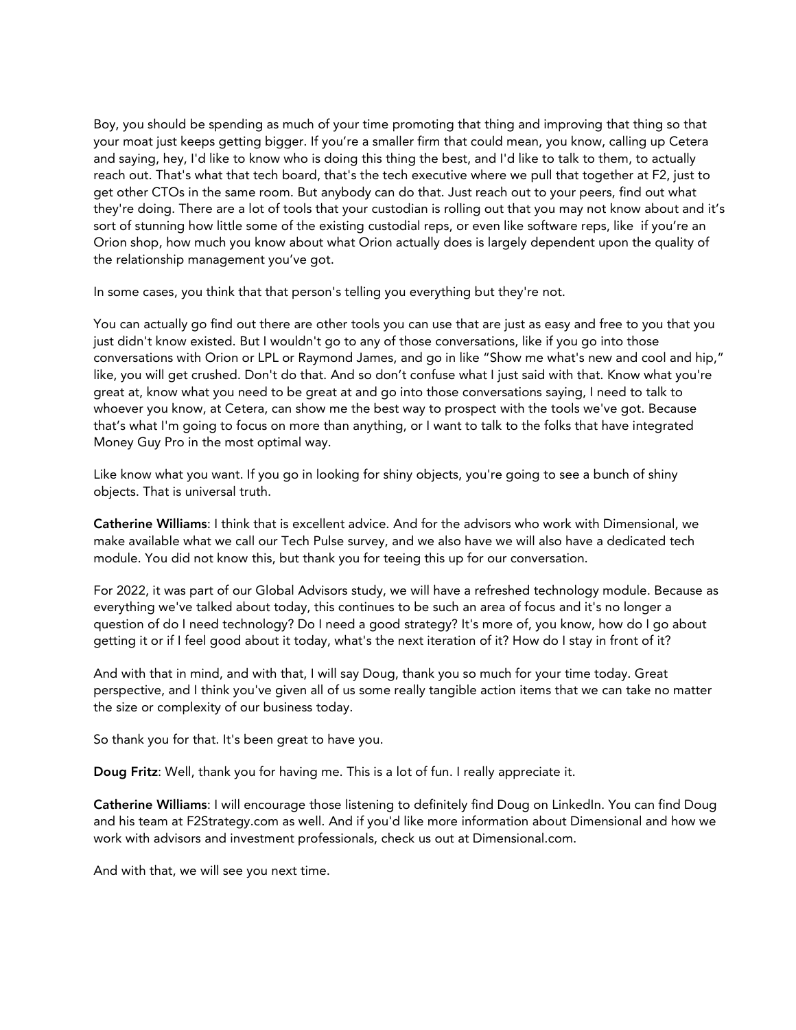Boy, you should be spending as much of your time promoting that thing and improving that thing so that your moat just keeps getting bigger. If you're a smaller firm that could mean, you know, calling up Cetera and saying, hey, I'd like to know who is doing this thing the best, and I'd like to talk to them, to actually reach out. That's what that tech board, that's the tech executive where we pull that together at F2, just to get other CTOs in the same room. But anybody can do that. Just reach out to your peers, find out what they're doing. There are a lot of tools that your custodian is rolling out that you may not know about and it's sort of stunning how little some of the existing custodial reps, or even like software reps, like if you're an Orion shop, how much you know about what Orion actually does is largely dependent upon the quality of the relationship management you've got.

In some cases, you think that that person's telling you everything but they're not.

You can actually go find out there are other tools you can use that are just as easy and free to you that you just didn't know existed. But I wouldn't go to any of those conversations, like if you go into those conversations with Orion or LPL or Raymond James, and go in like "Show me what's new and cool and hip," like, you will get crushed. Don't do that. And so don't confuse what I just said with that. Know what you're great at, know what you need to be great at and go into those conversations saying, I need to talk to whoever you know, at Cetera, can show me the best way to prospect with the tools we've got. Because that's what I'm going to focus on more than anything, or I want to talk to the folks that have integrated Money Guy Pro in the most optimal way.

Like know what you want. If you go in looking for shiny objects, you're going to see a bunch of shiny objects. That is universal truth.

**Catherine Williams**: I think that is excellent advice. And for the advisors who work with Dimensional, we make available what we call our Tech Pulse survey, and we also have we will also have a dedicated tech module. You did not know this, but thank you for teeing this up for our conversation.

For 2022, it was part of our Global Advisors study, we will have a refreshed technology module. Because as everything we've talked about today, this continues to be such an area of focus and it's no longer a question of do I need technology? Do I need a good strategy? It's more of, you know, how do I go about getting it or if I feel good about it today, what's the next iteration of it? How do I stay in front of it?

And with that in mind, and with that, I will say Doug, thank you so much for your time today. Great perspective, and I think you've given all of us some really tangible action items that we can take no matter the size or complexity of our business today.

So thank you for that. It's been great to have you.

**Doug Fritz**: Well, thank you for having me. This is a lot of fun. I really appreciate it.

**Catherine Williams**: I will encourage those listening to definitely find Doug on LinkedIn. You can find Doug and his team at F2Strategy.com as well. And if you'd like more information about Dimensional and how we work with advisors and investment professionals, check us out at Dimensional.com.

And with that, we will see you next time.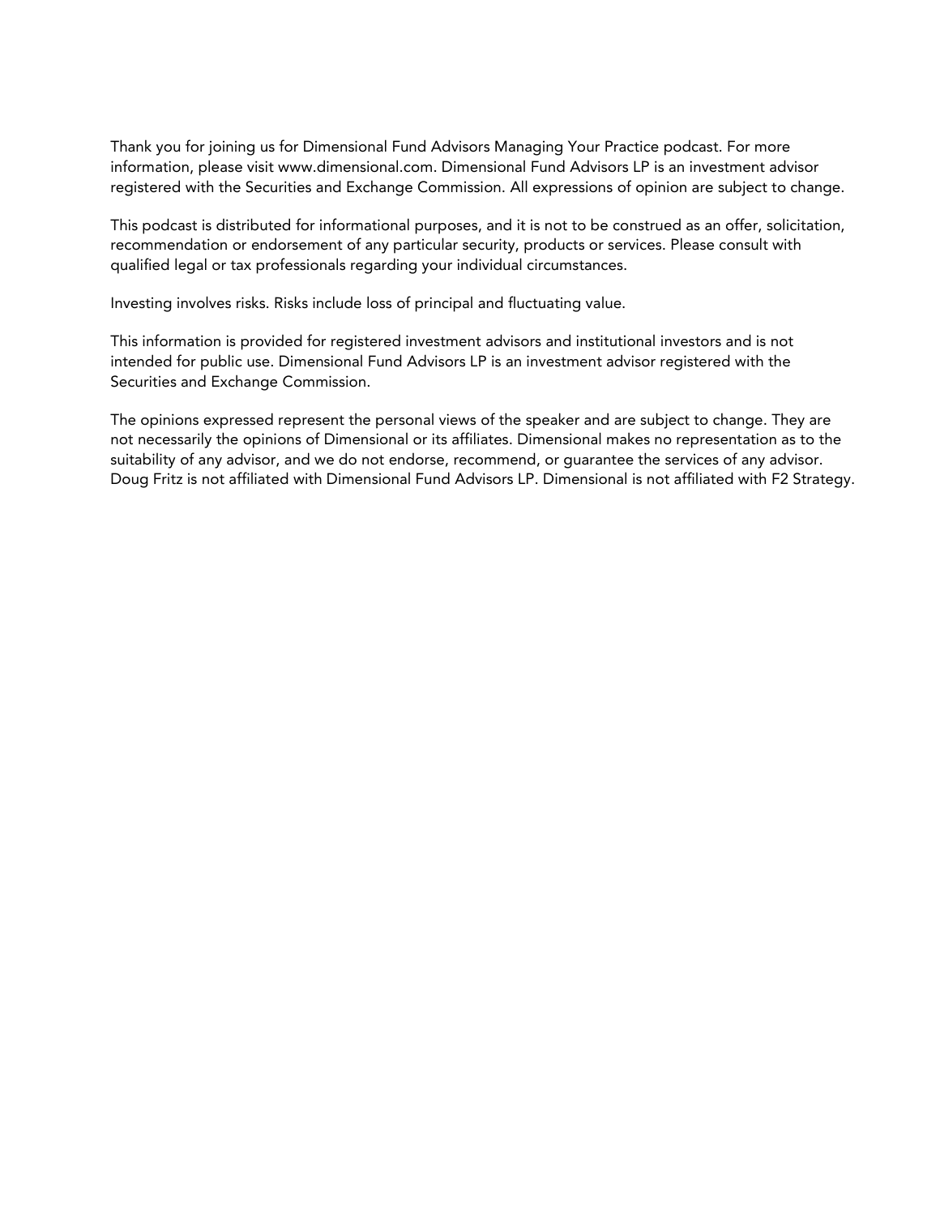Thank you for joining us for Dimensional Fund Advisors Managing Your Practice podcast. For more information, please visit www.dimensional.com. Dimensional Fund Advisors LP is an investment advisor registered with the Securities and Exchange Commission. All expressions of opinion are subject to change.

This podcast is distributed for informational purposes, and it is not to be construed as an offer, solicitation, recommendation or endorsement of any particular security, products or services. Please consult with qualified legal or tax professionals regarding your individual circumstances.

Investing involves risks. Risks include loss of principal and fluctuating value.

This information is provided for registered investment advisors and institutional investors and is not intended for public use. Dimensional Fund Advisors LP is an investment advisor registered with the Securities and Exchange Commission.

The opinions expressed represent the personal views of the speaker and are subject to change. They are not necessarily the opinions of Dimensional or its affiliates. Dimensional makes no representation as to the suitability of any advisor, and we do not endorse, recommend, or guarantee the services of any advisor. Doug Fritz is not affiliated with Dimensional Fund Advisors LP. Dimensional is not affiliated with F2 Strategy.